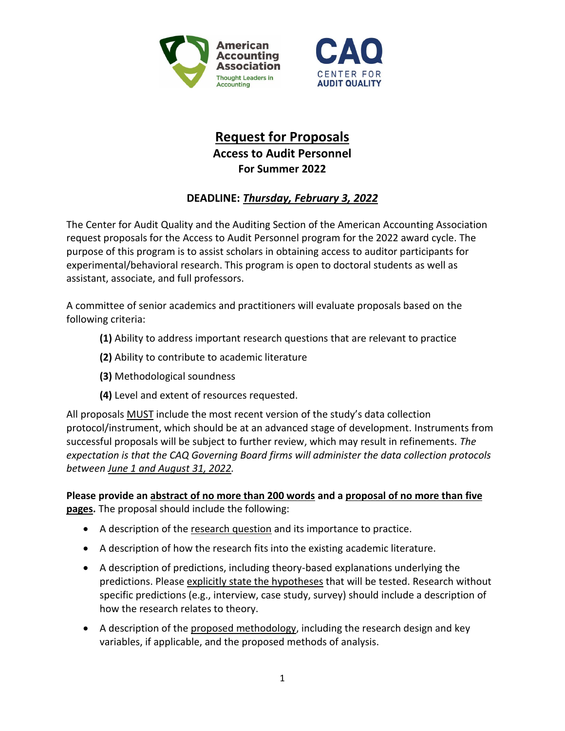# Request for Proposals

## Access to Audit Personnel

### For Summer 2022

**DEADLINE: *Thursday, February 3, 2022***

The Center for Audit Quality and the Auditing Section of the American Accounting Association request proposals for the Access to Audit Personnel program for the 2022 award cycle. The purpose of this program is to assist scholars in obtaining access to auditor participants for experimental/behavioral research. This program is open to doctoral students as well as assistant, associate, and full professors.

A committee of senior academics and practitioners will evaluate proposals based on the following criteria:

**(1)** Ability to address important research questions that are relevant to practice

**(2)** Ability to contribute to academic literature

**(3)** Methodological soundness

**(4)** Level and extent of resources requested.

All proposals MUST include the most recent version of the study's data collection protocol/instrument, which should be at an advanced stage of development. Instruments from successful proposals will be subject to further review, which may result in refinements. *The expectation is that the CAQ Governing Board firms will administer the data collection protocols between June 1 and August 31, 2022.*

**Please provide an abstract of no more than 200 words and a proposal of no more than five pages.** The proposal should include the following:

- A description of the research question and its importance to practice.
- A description of how the research fits into the existing academic literature.
- A description of predictions, including theory-based explanations underlying the predictions. Please explicitly state the hypotheses that will be tested. Research without specific predictions (e.g., interview, case study, survey) should include a description of how the research relates to theory.
- A description of the proposed methodology, including the research design and key variables, if applicable, and the proposed methods of analysis.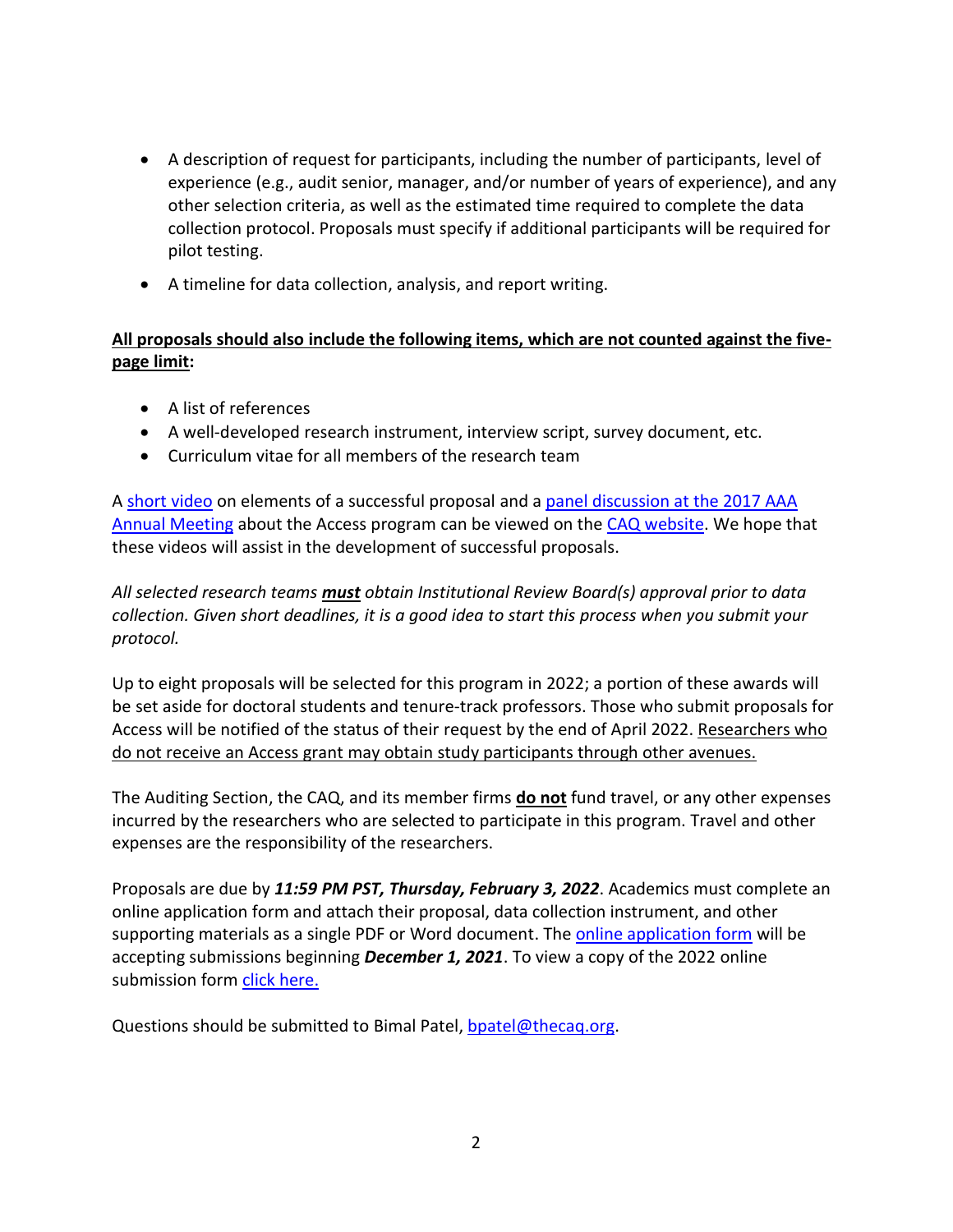- A description of request for participants, including the number of participants, level of experience (e.g., audit senior, manager, and/or number of years of experience), and any other selection criteria, as well as the estimated time required to complete the data collection protocol. Proposals must specify if additional participants will be required for pilot testing.
- A timeline for data collection, analysis, and report writing.

<u>**All proposals should also include the following items, which are not counted against the five-page limit**</u>**:**

- A list of references
- A well-developed research instrument, interview script, survey document, etc.
- Curriculum vitae for all members of the research team

A short video on elements of a successful proposal and a panel discussion at the 2017 AAA Annual Meeting about the Access program can be viewed on the CAQ website. We hope that these videos will assist in the development of successful proposals.

*All selected research teams **<u>must</u>** obtain Institutional Review Board(s) approval prior to data collection. Given short deadlines, it is a good idea to start this process when you submit your protocol.*

Up to eight proposals will be selected for this program in 2022; a portion of these awards will be set aside for doctoral students and tenure-track professors. Those who submit proposals for Access will be notified of the status of their request by the end of April 2022. <u>Researchers who do not receive an Access grant may obtain study participants through other avenues.</u>

The Auditing Section, the CAQ, and its member firms **<u>do not</u>** fund travel, or any other expenses incurred by the researchers who are selected to participate in this program. Travel and other expenses are the responsibility of the researchers.

Proposals are due by ***11:59 PM PST, Thursday, February 3, 2022***. Academics must complete an online application form and attach their proposal, data collection instrument, and other supporting materials as a single PDF or Word document. The online application form will be accepting submissions beginning ***December 1, 2021***. To view a copy of the 2022 online submission form click here.

Questions should be submitted to Bimal Patel, bpatel@thecaq.org.